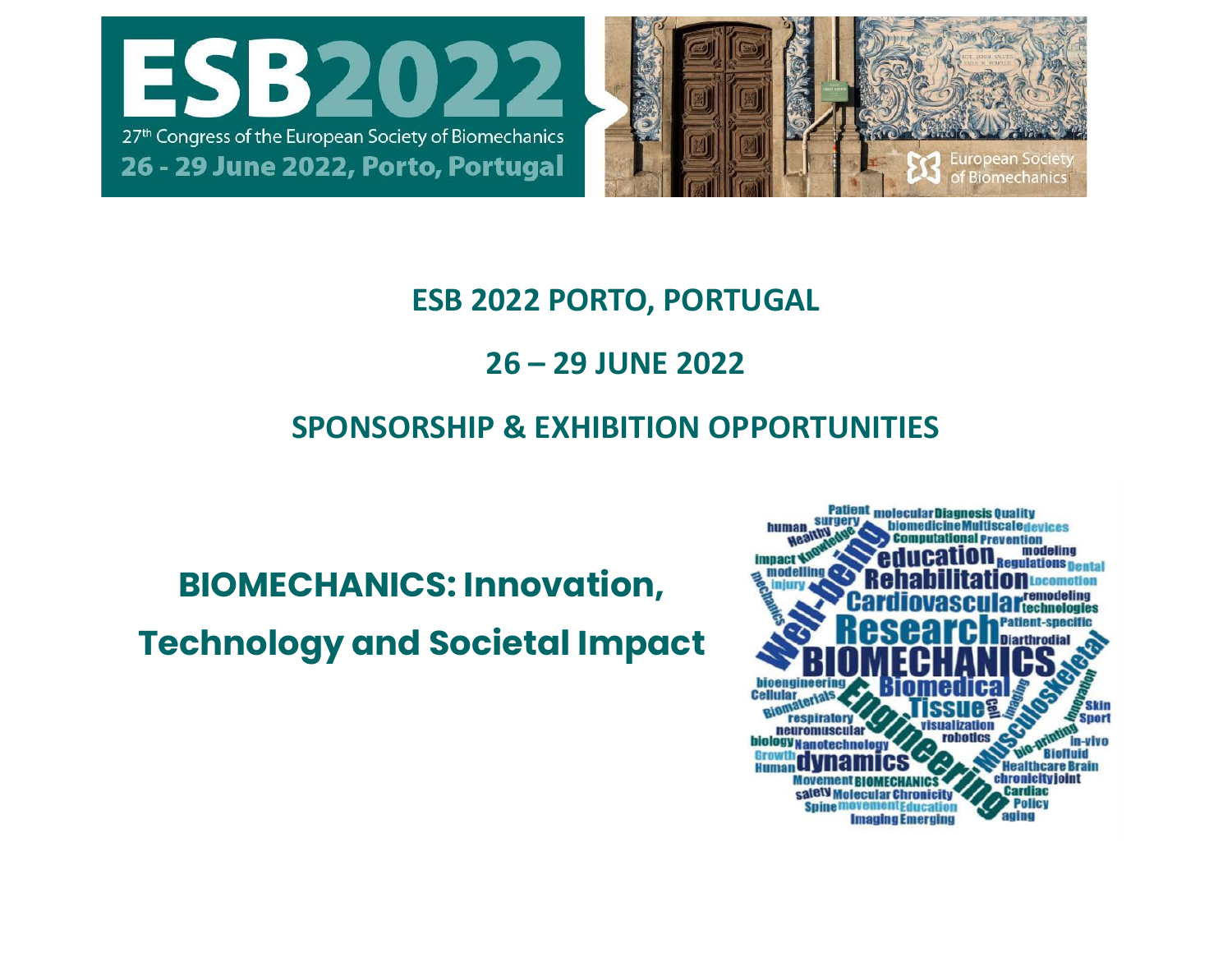# ESB2022

27th Congress of the European Society of Biomechanics

26 - 29 June 2022, Porto, Portugal

European Society of Biomechanics

## ESB 2022 PORTO, PORTUGAL

## 26 – 29 JUNE 2022

## SPONSORSHIP & EXHIBITION OPPORTUNITIES

## BIOMECHANICS: Innovation, Technology and Societal Impact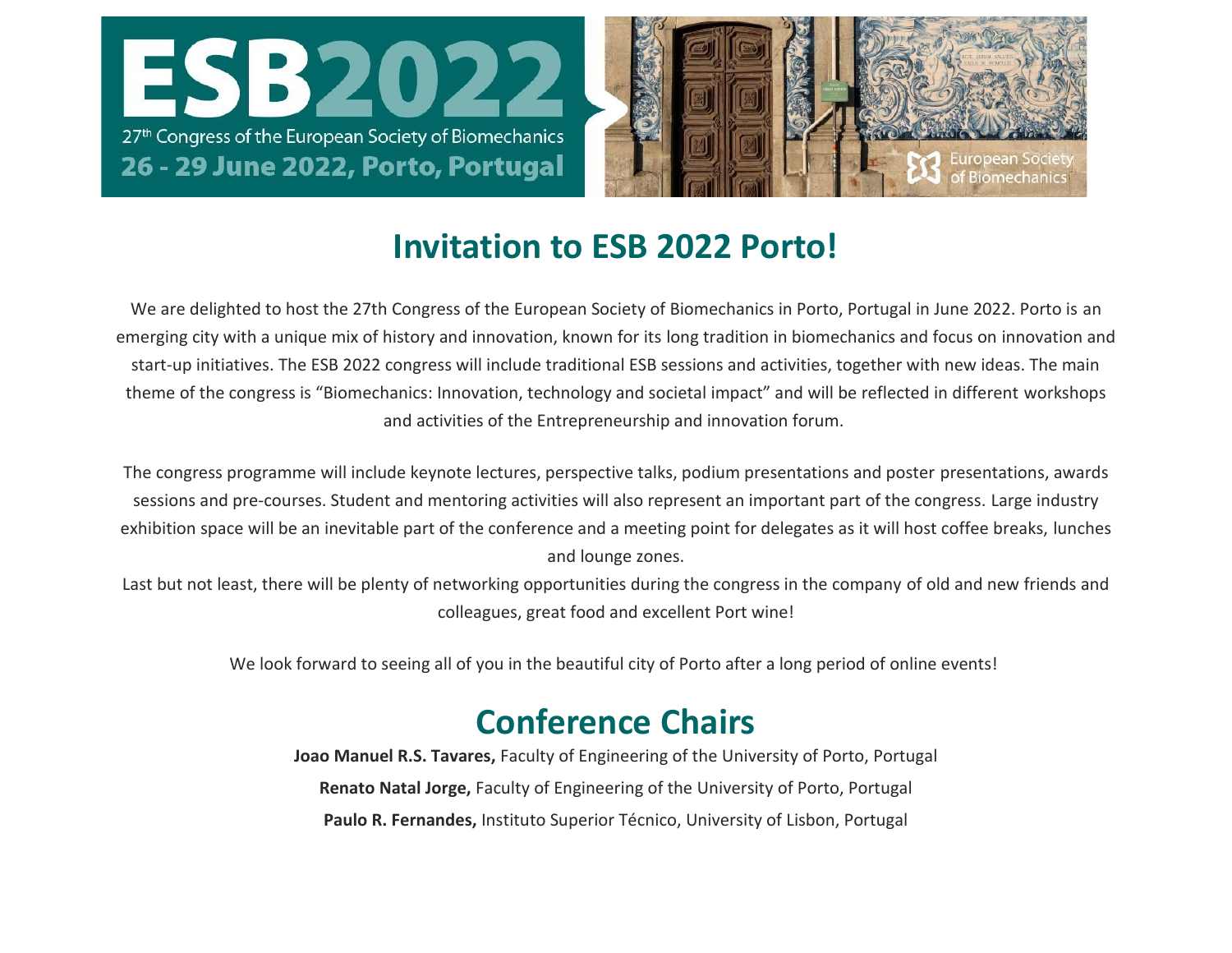# ESB2022

27th Congress of the European Society of Biomechanics

**26 - 29 June 2022, Porto, Portugal**

European Society of Biomechanics

## Invitation to ESB 2022 Porto!

We are delighted to host the 27th Congress of the European Society of Biomechanics in Porto, Portugal in June 2022. Porto is an emerging city with a unique mix of history and innovation, known for its long tradition in biomechanics and focus on innovation and start-up initiatives. The ESB 2022 congress will include traditional ESB sessions and activities, together with new ideas. The main theme of the congress is "Biomechanics: Innovation, technology and societal impact" and will be reflected in different workshops and activities of the Entrepreneurship and innovation forum.

The congress programme will include keynote lectures, perspective talks, podium presentations and poster presentations, awards sessions and pre-courses. Student and mentoring activities will also represent an important part of the congress. Large industry exhibition space will be an inevitable part of the conference and a meeting point for delegates as it will host coffee breaks, lunches and lounge zones.

Last but not least, there will be plenty of networking opportunities during the congress in the company of old and new friends and colleagues, great food and excellent Port wine!

We look forward to seeing all of you in the beautiful city of Porto after a long period of online events!

## Conference Chairs

**Joao Manuel R.S. Tavares,** Faculty of Engineering of the University of Porto, Portugal

**Renato Natal Jorge,** Faculty of Engineering of the University of Porto, Portugal

**Paulo R. Fernandes,** Instituto Superior Técnico, University of Lisbon, Portugal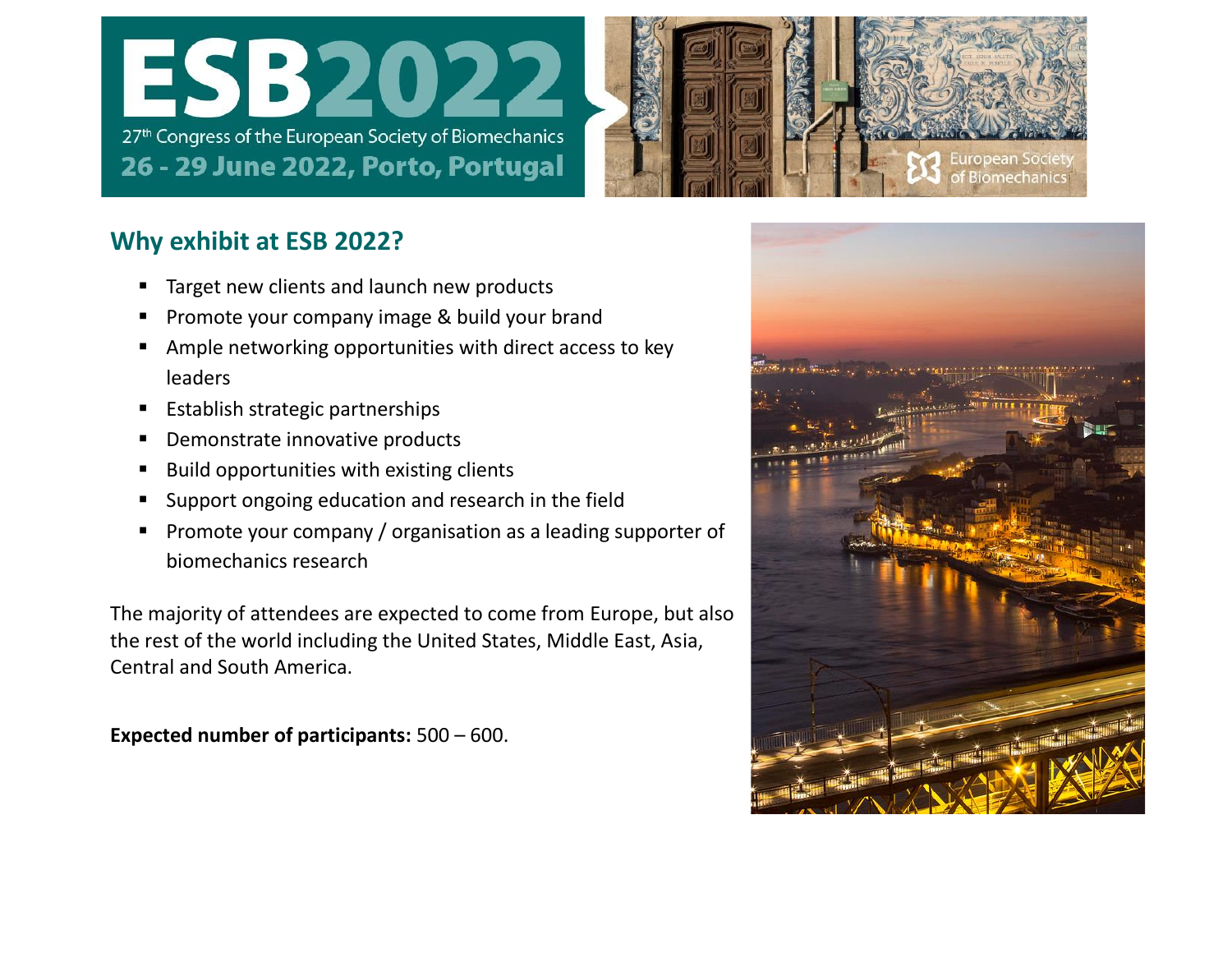# ESB2022

27th Congress of the European Society of Biomechanics

**26 - 29 June 2022, Porto, Portugal**

## Why exhibit at ESB 2022?

- Target new clients and launch new products
- Promote your company image & build your brand
- Ample networking opportunities with direct access to key leaders
- Establish strategic partnerships
- Demonstrate innovative products
- Build opportunities with existing clients
- Support ongoing education and research in the field
- Promote your company / organisation as a leading supporter of biomechanics research

The majority of attendees are expected to come from Europe, but also the rest of the world including the United States, Middle East, Asia, Central and South America.

**Expected number of participants:** 500 – 600.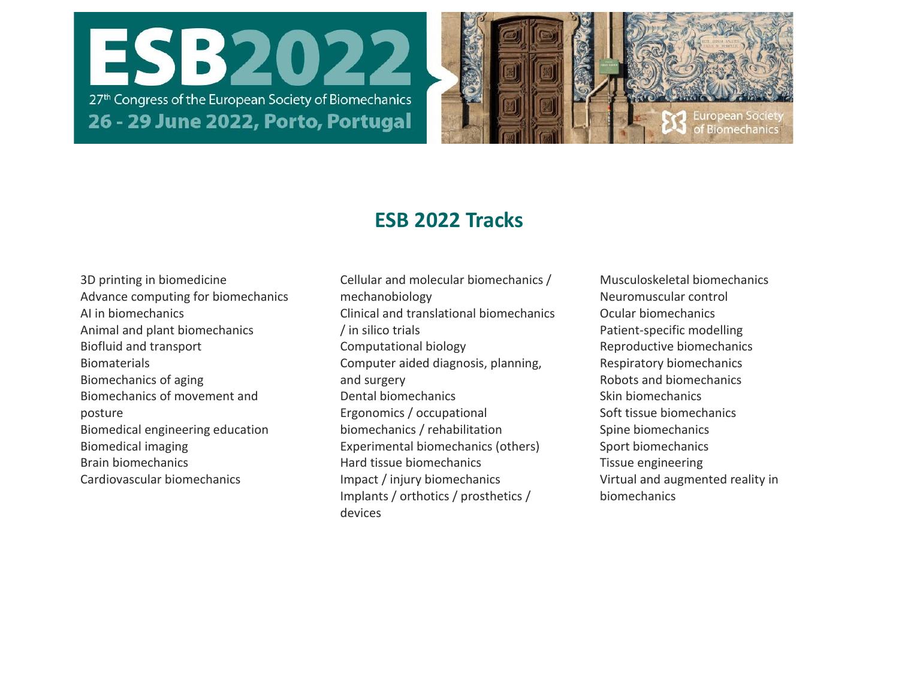# ESB2022

27th Congress of the European Society of Biomechanics

**26 - 29 June 2022, Porto, Portugal**

European Society of Biomechanics

## ESB 2022 Tracks

- 3D printing in biomedicine
- Advance computing for biomechanics
- AI in biomechanics
- Animal and plant biomechanics
- Biofluid and transport
- Biomaterials
- Biomechanics of aging
- Biomechanics of movement and posture
- Biomedical engineering education
- Biomedical imaging
- Brain biomechanics
- Cardiovascular biomechanics
- Cellular and molecular biomechanics / mechanobiology
- Clinical and translational biomechanics / in silico trials
- Computational biology
- Computer aided diagnosis, planning, and surgery
- Dental biomechanics
- Ergonomics / occupational biomechanics / rehabilitation
- Experimental biomechanics (others)
- Hard tissue biomechanics
- Impact / injury biomechanics
- Implants / orthotics / prosthetics / devices
- Musculoskeletal biomechanics
- Neuromuscular control
- Ocular biomechanics
- Patient-specific modelling
- Reproductive biomechanics
- Respiratory biomechanics
- Robots and biomechanics
- Skin biomechanics
- Soft tissue biomechanics
- Spine biomechanics
- Sport biomechanics
- Tissue engineering
- Virtual and augmented reality in biomechanics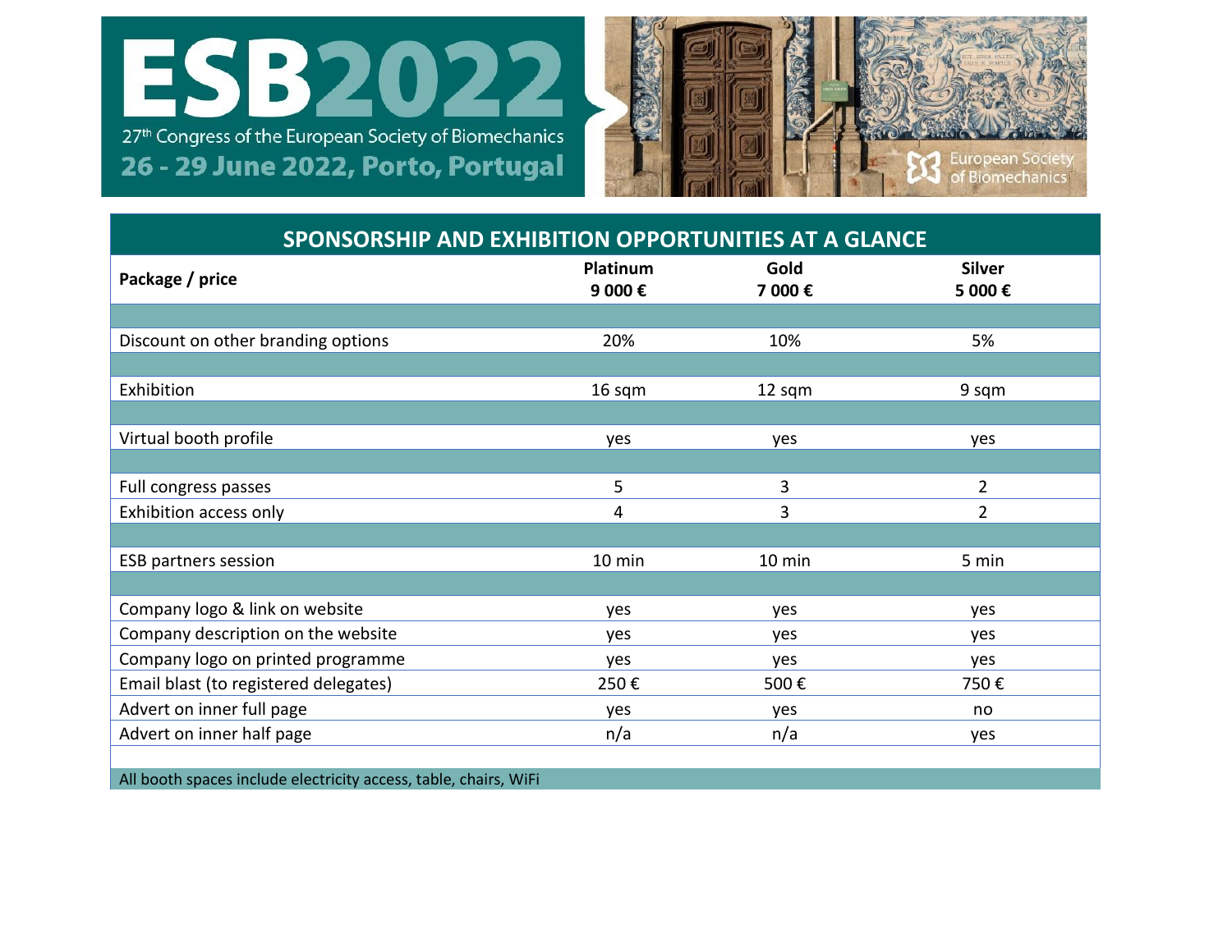# ESB2022

27th Congress of the European Society of Biomechanics

**26 - 29 June 2022, Porto, Portugal**

European Society of Biomechanics

## SPONSORSHIP AND EXHIBITION OPPORTUNITIES AT A GLANCE

| **Package / price** | **Platinum 9 000 €** | **Gold 7 000 €** | **Silver 5 000 €** |
|---|---|---|---|
| Discount on other branding options | 20% | 10% | 5% |
| Exhibition | 16 sqm | 12 sqm | 9 sqm |
| Virtual booth profile | yes | yes | yes |
| Full congress passes | 5 | 3 | 2 |
| Exhibition access only | 4 | 3 | 2 |
| ESB partners session | 10 min | 10 min | 5 min |
| Company logo & link on website | yes | yes | yes |
| Company description on the website | yes | yes | yes |
| Company logo on printed programme | yes | yes | yes |
| Email blast (to registered delegates) | 250 € | 500 € | 750 € |
| Advert on inner full page | yes | yes | no |
| Advert on inner half page | n/a | n/a | yes |

All booth spaces include electricity access, table, chairs, WiFi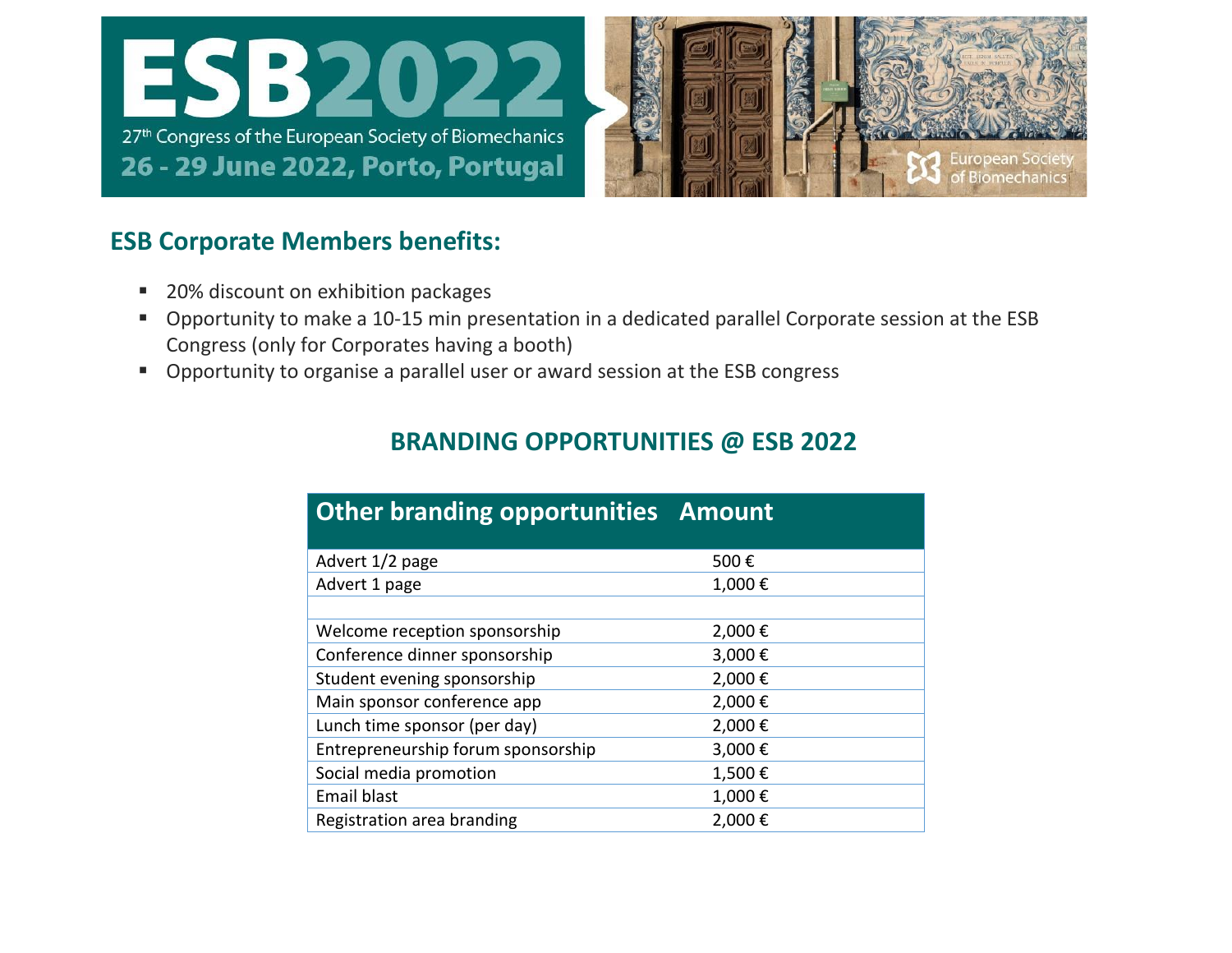# ESB2022

27th Congress of the European Society of Biomechanics

26 - 29 June 2022, Porto, Portugal

European Society of Biomechanics

## ESB Corporate Members benefits:

- 20% discount on exhibition packages
- Opportunity to make a 10-15 min presentation in a dedicated parallel Corporate session at the ESB Congress (only for Corporates having a booth)
- Opportunity to organise a parallel user or award session at the ESB congress

## BRANDING OPPORTUNITIES @ ESB 2022

| Other branding opportunities | Amount |
|---|---|
| Advert 1/2 page | 500 € |
| Advert 1 page | 1,000 € |
| | |
| Welcome reception sponsorship | 2,000 € |
| Conference dinner sponsorship | 3,000 € |
| Student evening sponsorship | 2,000 € |
| Main sponsor conference app | 2,000 € |
| Lunch time sponsor (per day) | 2,000 € |
| Entrepreneurship forum sponsorship | 3,000 € |
| Social media promotion | 1,500 € |
| Email blast | 1,000 € |
| Registration area branding | 2,000 € |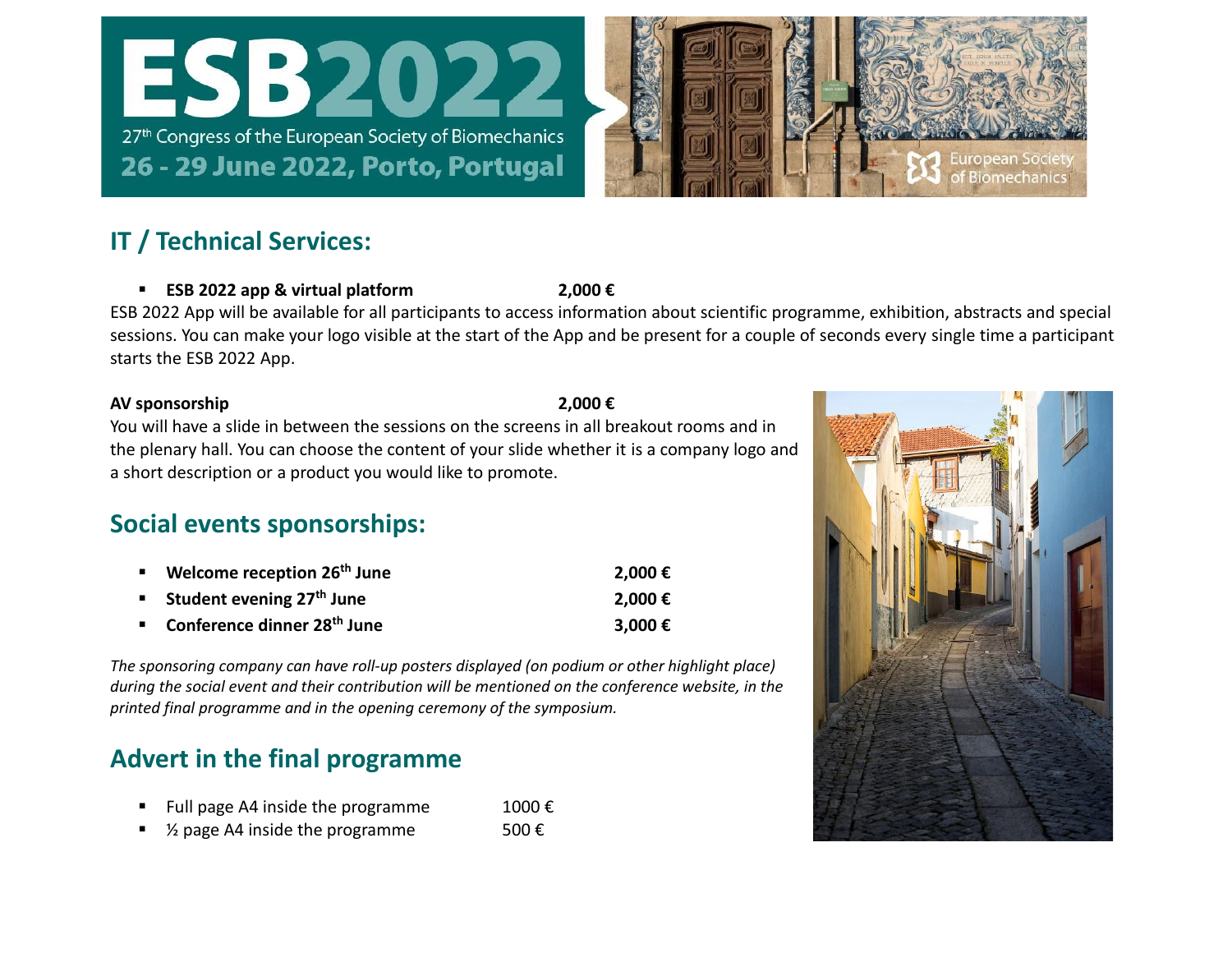## IT / Technical Services:

- **ESB 2022 app & virtual platform** **2,000 €**

ESB 2022 App will be available for all participants to access information about scientific programme, exhibition, abstracts and special sessions. You can make your logo visible at the start of the App and be present for a couple of seconds every single time a participant starts the ESB 2022 App.

**AV sponsorship** **2,000 €**

You will have a slide in between the sessions on the screens in all breakout rooms and in the plenary hall. You can choose the content of your slide whether it is a company logo and a short description or a product you would like to promote.

## Social events sponsorships:

- **Welcome reception 26th June** **2,000 €**
- **Student evening 27th June** **2,000 €**
- **Conference dinner 28th June** **3,000 €**

*The sponsoring company can have roll-up posters displayed (on podium or other highlight place) during the social event and their contribution will be mentioned on the conference website, in the printed final programme and in the opening ceremony of the symposium.*

## Advert in the final programme

- Full page A4 inside the programme 1000 €
- ½ page A4 inside the programme 500 €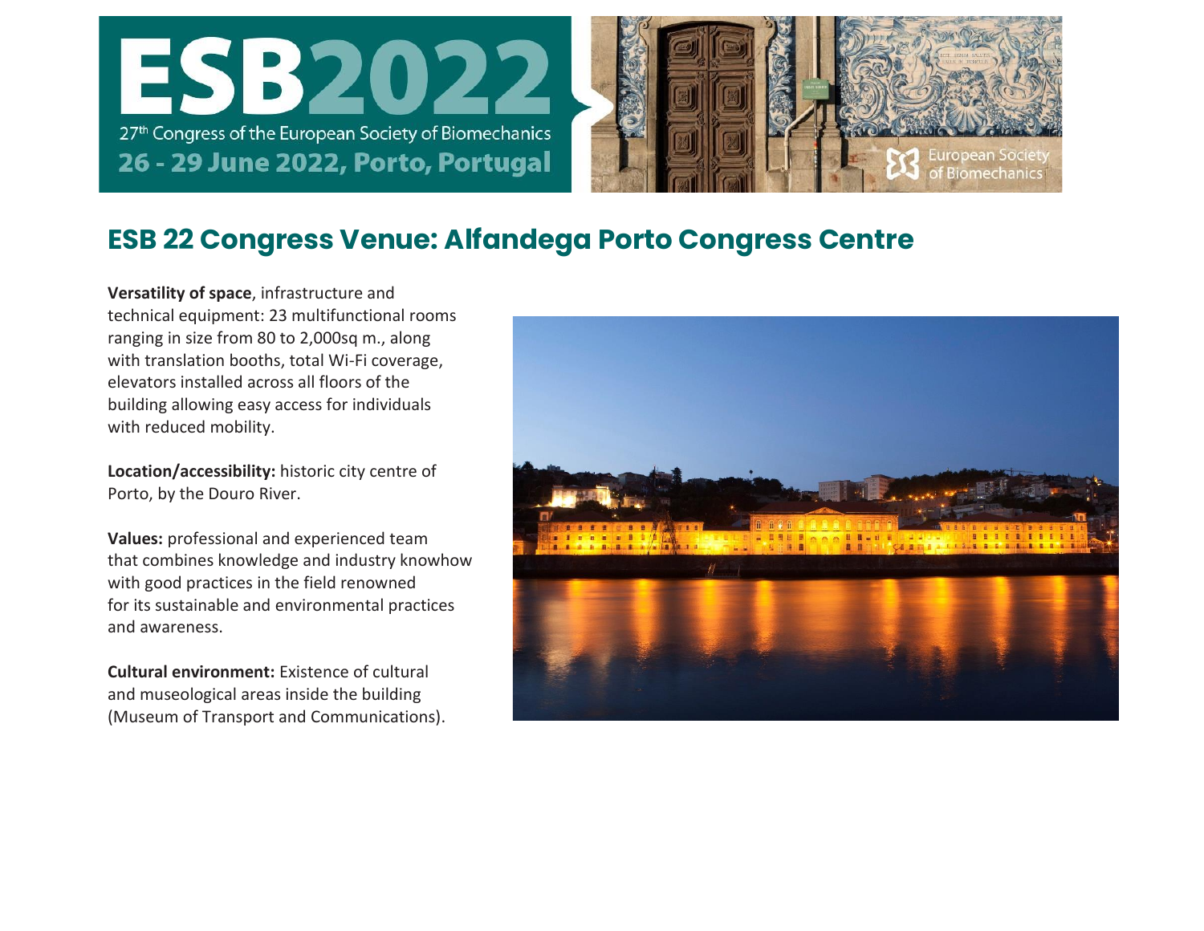## ESB 22 Congress Venue: Alfandega Porto Congress Centre

**Versatility of space**, infrastructure and technical equipment: 23 multifunctional rooms ranging in size from 80 to 2,000sq m., along with translation booths, total Wi-Fi coverage, elevators installed across all floors of the building allowing easy access for individuals with reduced mobility.

**Location/accessibility:** historic city centre of Porto, by the Douro River.

**Values:** professional and experienced team that combines knowledge and industry knowhow with good practices in the field renowned for its sustainable and environmental practices and awareness.

**Cultural environment:** Existence of cultural and museological areas inside the building (Museum of Transport and Communications).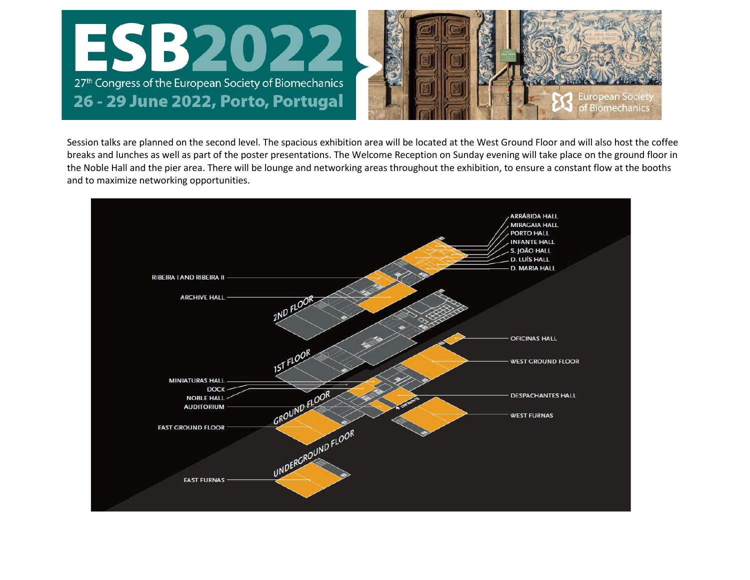Session talks are planned on the second level. The spacious exhibition area will be located at the West Ground Floor and will also host the coffee breaks and lunches as well as part of the poster presentations. The Welcome Reception on Sunday evening will take place on the ground floor in the Noble Hall and the pier area. There will be lounge and networking areas throughout the exhibition, to ensure a constant flow at the booths and to maximize networking opportunities.

2ND FLOOR: ARRÁBIDA HALL, MIRAGAIA HALL, PORTO HALL, INFANTE HALL, S. JOÃO HALL, D. LUÍS HALL, D. MARIA HALL, RIBEIRA I AND RIBEIRA II, ARCHIVE HALL

1ST FLOOR

GROUND FLOOR: OFICINAS HALL, WEST GROUND FLOOR, MINIATURAS HALL, DOCK, NOBLE HALL, AUDITORIUM, DESPACHANTES HALL, EAST GROUND FLOOR, ENTRANCE

UNDERGROUND FLOOR: WEST FURNAS, EAST FURNAS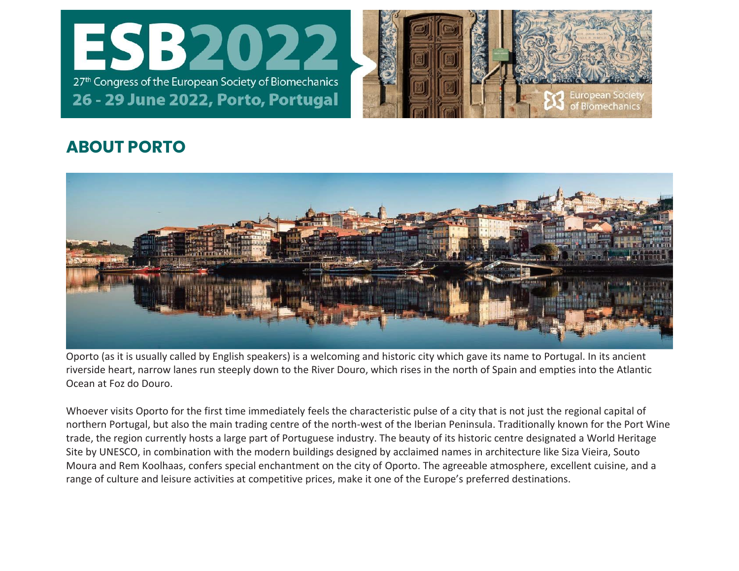# ABOUT PORTO

Oporto (as it is usually called by English speakers) is a welcoming and historic city which gave its name to Portugal. In its ancient riverside heart, narrow lanes run steeply down to the River Douro, which rises in the north of Spain and empties into the Atlantic Ocean at Foz do Douro.

Whoever visits Oporto for the first time immediately feels the characteristic pulse of a city that is not just the regional capital of northern Portugal, but also the main trading centre of the north-west of the Iberian Peninsula. Traditionally known for the Port Wine trade, the region currently hosts a large part of Portuguese industry. The beauty of its historic centre designated a World Heritage Site by UNESCO, in combination with the modern buildings designed by acclaimed names in architecture like Siza Vieira, Souto Moura and Rem Koolhaas, confers special enchantment on the city of Oporto. The agreeable atmosphere, excellent cuisine, and a range of culture and leisure activities at competitive prices, make it one of the Europe's preferred destinations.